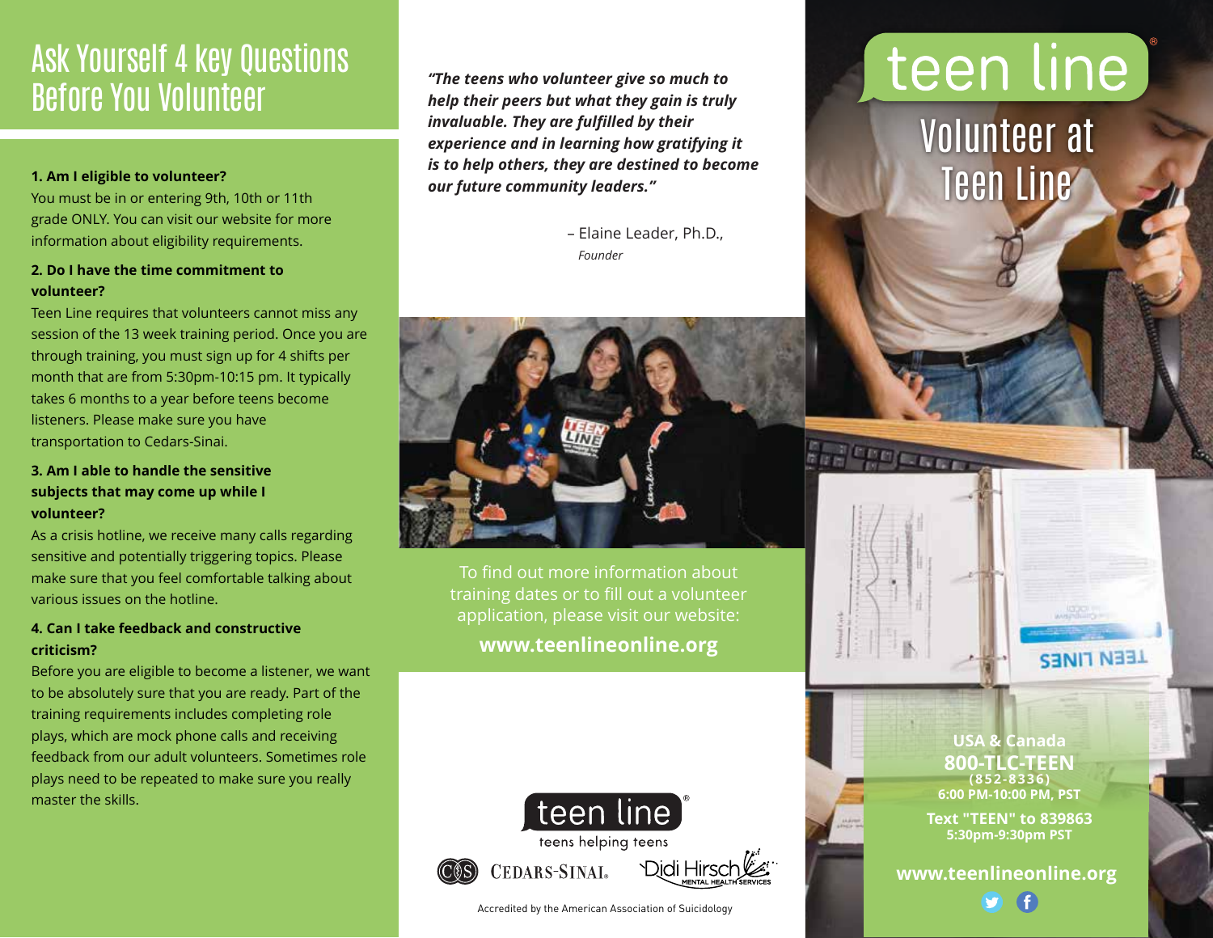# Ask Yourself 4 key Questions Before You Volunteer

**1. Am I eligible to volunteer?**

You must be in or entering 9th, 10th or 11th grade ONLY. You can visit our website for more information about eligibility requirements.

**2. Do I have the time commitment to volunteer?**

Teen Line requires that volunteers cannot miss any session of the 13 week training period. Once you are through training, you must sign up for 4 shifts per month that are from 5:30pm-10:15 pm. It typically takes 6 months to a year before teens become listeners. Please make sure you have transportation to Cedars-Sinai.

**3. Am I able to handle the sensitive subjects that may come up while I volunteer?**

As a crisis hotline, we receive many calls regarding sensitive and potentially triggering topics. Please make sure that you feel comfortable talking about various issues on the hotline.

**4. Can I take feedback and constructive criticism?**

Before you are eligible to become a listener, we want to be absolutely sure that you are ready. Part of the training requirements includes completing role plays, which are mock phone calls and receiving feedback from our adult volunteers. Sometimes role plays need to be repeated to make sure you really master the skills.

***"The teens who volunteer give so much to help their peers but what they gain is truly invaluable. They are fulfilled by their experience and in learning how gratifying it is to help others, they are destined to become our future community leaders."***

– Elaine Leader, Ph.D.,
*Founder*

To find out more information about training dates or to fill out a volunteer application, please visit our website:

**www.teenlineonline.org**

teen line®
teens helping teens

CEDARS-SINAI. Didi Hirsch MENTAL HEALTH SERVICES

Accredited by the American Association of Suicidology

# teen line®

## Volunteer at Teen Line

**USA & Canada**
**800-TLC-TEEN**
**(852-8336)**
**6:00 PM-10:00 PM, PST**

**Text "TEEN" to 839863**
**5:30pm-9:30pm PST**

**www.teenlineonline.org**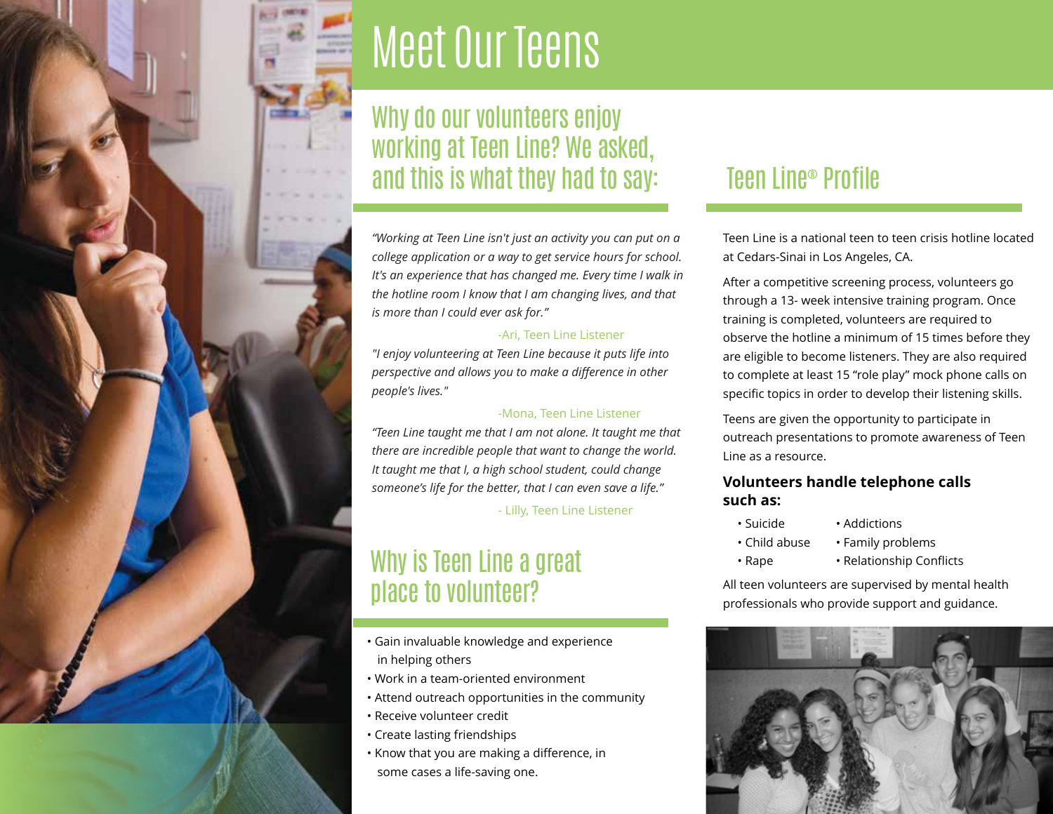# Meet Our Teens

## Why do our volunteers enjoy working at Teen Line? We asked, and this is what they had to say:

*"Working at Teen Line isn't just an activity you can put on a college application or a way to get service hours for school. It's an experience that has changed me. Every time I walk in the hotline room I know that I am changing lives, and that is more than I could ever ask for."*

-Ari, Teen Line Listener

*"I enjoy volunteering at Teen Line because it puts life into perspective and allows you to make a difference in other people's lives."*

-Mona, Teen Line Listener

*"Teen Line taught me that I am not alone. It taught me that there are incredible people that want to change the world. It taught me that I, a high school student, could change someone's life for the better, that I can even save a life."*

- Lilly, Teen Line Listener

## Why is Teen Line a great place to volunteer?

- Gain invaluable knowledge and experience in helping others
- Work in a team-oriented environment
- Attend outreach opportunities in the community
- Receive volunteer credit
- Create lasting friendships
- Know that you are making a difference, in some cases a life-saving one.

## Teen Line® Profile

Teen Line is a national teen to teen crisis hotline located at Cedars-Sinai in Los Angeles, CA.

After a competitive screening process, volunteers go through a 13- week intensive training program. Once training is completed, volunteers are required to observe the hotline a minimum of 15 times before they are eligible to become listeners. They are also required to complete at least 15 "role play" mock phone calls on specific topics in order to develop their listening skills.

Teens are given the opportunity to participate in outreach presentations to promote awareness of Teen Line as a resource.

**Volunteers handle telephone calls such as:**

- Suicide
- Child abuse
- Rape
- Addictions
- Family problems
- Relationship Conflicts

All teen volunteers are supervised by mental health professionals who provide support and guidance.